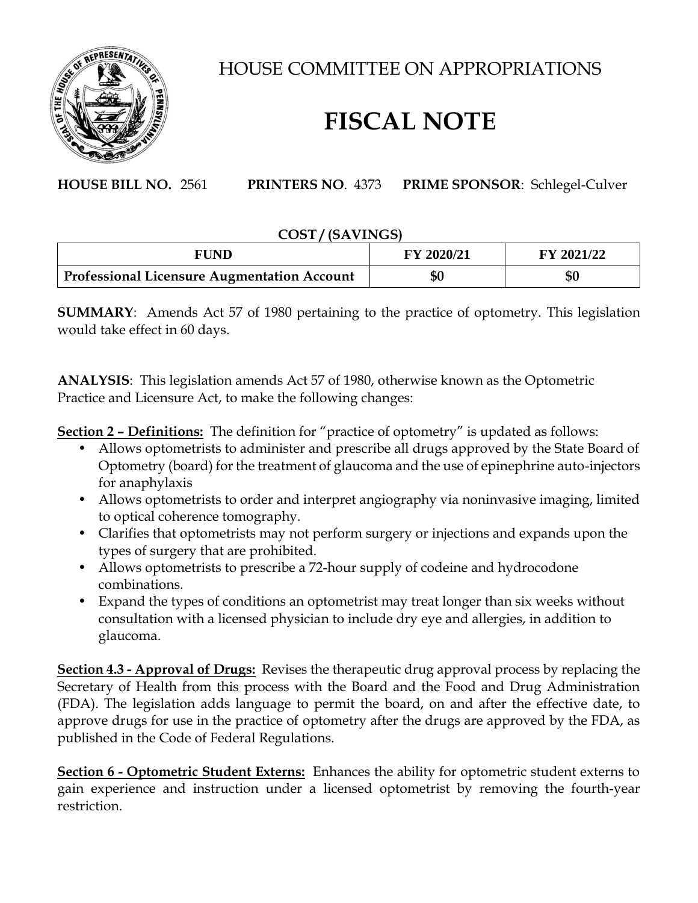# HOUSE COMMITTEE ON APPROPRIATIONS

# FISCAL NOTE

**HOUSE BILL NO.** 2561 **PRINTERS NO**. 4373 **PRIME SPONSOR**: Schlegel-Culver

**COST / (SAVINGS)**

| FUND | FY 2020/21 | FY 2021/22 |
|---|---|---|
| **Professional Licensure Augmentation Account** | **$0** | **$0** |

**SUMMARY**: Amends Act 57 of 1980 pertaining to the practice of optometry. This legislation would take effect in 60 days.

**ANALYSIS**: This legislation amends Act 57 of 1980, otherwise known as the Optometric Practice and Licensure Act, to make the following changes:

**Section 2 – Definitions:** The definition for "practice of optometry" is updated as follows:

- Allows optometrists to administer and prescribe all drugs approved by the State Board of Optometry (board) for the treatment of glaucoma and the use of epinephrine auto-injectors for anaphylaxis
- Allows optometrists to order and interpret angiography via noninvasive imaging, limited to optical coherence tomography.
- Clarifies that optometrists may not perform surgery or injections and expands upon the types of surgery that are prohibited.
- Allows optometrists to prescribe a 72-hour supply of codeine and hydrocodone combinations.
- Expand the types of conditions an optometrist may treat longer than six weeks without consultation with a licensed physician to include dry eye and allergies, in addition to glaucoma.

**Section 4.3 - Approval of Drugs:** Revises the therapeutic drug approval process by replacing the Secretary of Health from this process with the Board and the Food and Drug Administration (FDA). The legislation adds language to permit the board, on and after the effective date, to approve drugs for use in the practice of optometry after the drugs are approved by the FDA, as published in the Code of Federal Regulations.

**Section 6 - Optometric Student Externs:** Enhances the ability for optometric student externs to gain experience and instruction under a licensed optometrist by removing the fourth-year restriction.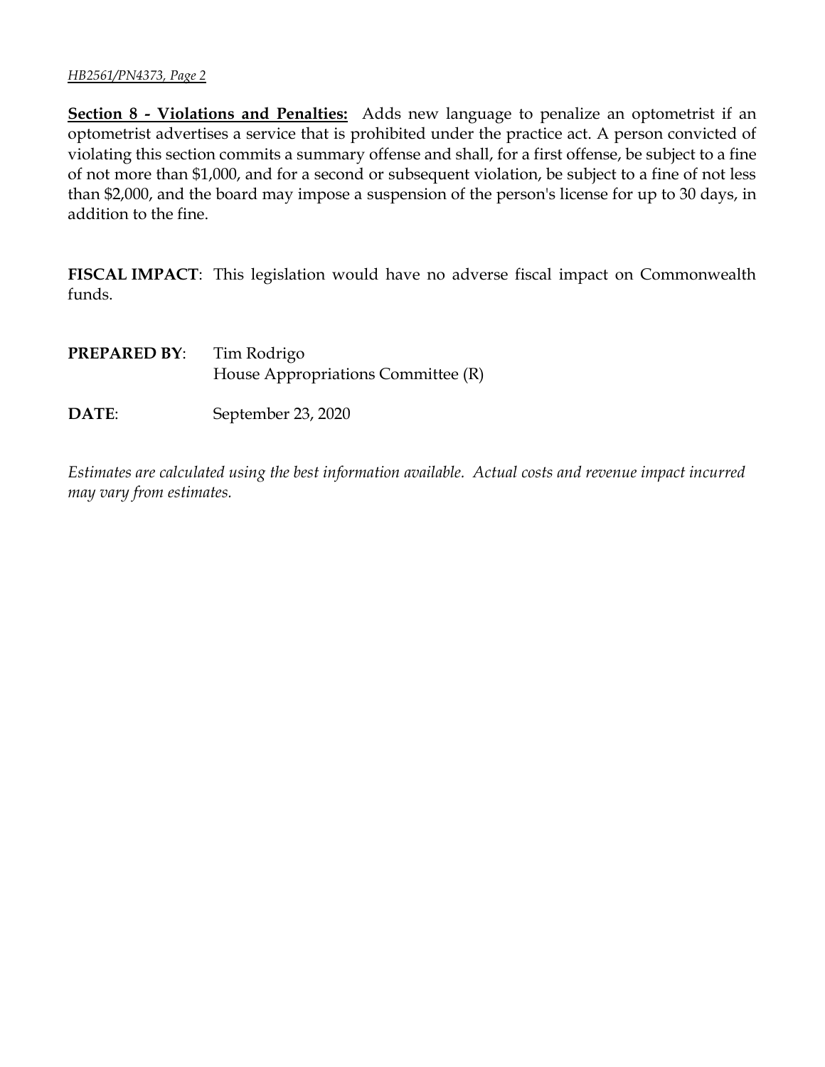**Section 8 - Violations and Penalties:** Adds new language to penalize an optometrist if an optometrist advertises a service that is prohibited under the practice act. A person convicted of violating this section commits a summary offense and shall, for a first offense, be subject to a fine of not more than $1,000, and for a second or subsequent violation, be subject to a fine of not less than $2,000, and the board may impose a suspension of the person's license for up to 30 days, in addition to the fine.

**FISCAL IMPACT**: This legislation would have no adverse fiscal impact on Commonwealth funds.

**PREPARED BY**: Tim Rodrigo
House Appropriations Committee (R)

**DATE**: September 23, 2020

*Estimates are calculated using the best information available. Actual costs and revenue impact incurred may vary from estimates.*